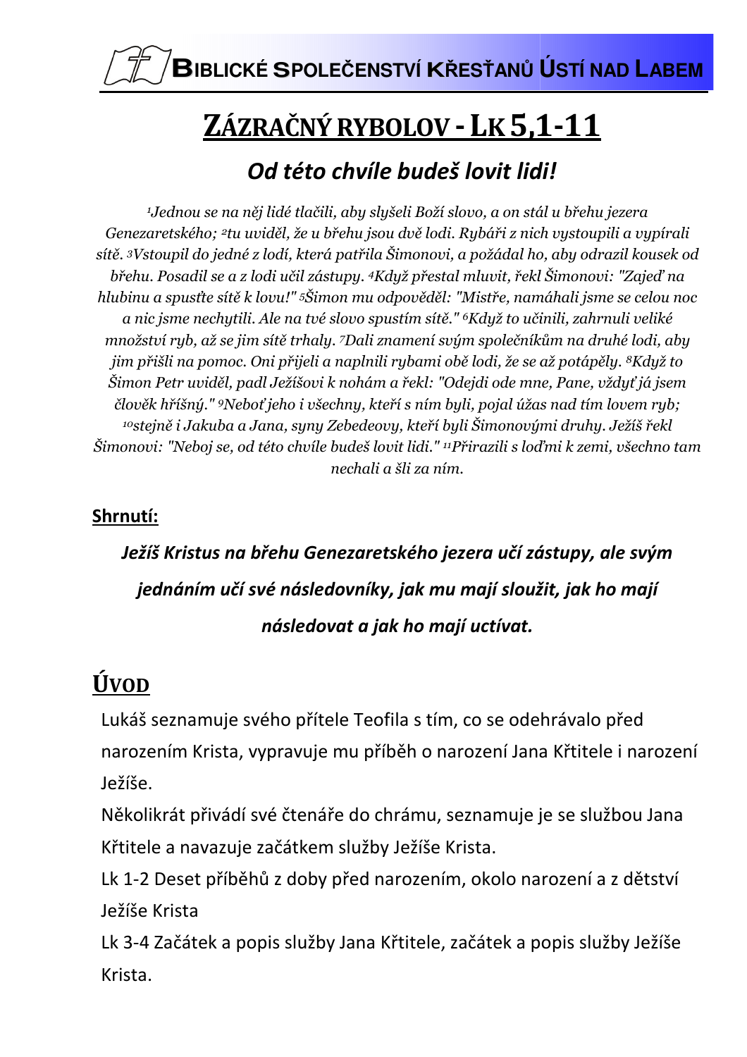BIBLICKÉ SPOLEČENSTVÍ KŘESŤANŮ ÚSTÍ NAD LABEM

# ZÁZRAČNÝ RYBOLOV - LK 5,1-11

## *Od této chvíle budeš lovit lidi!*

*[1]Jednou se na něj lidé tlačili, aby slyšeli Boží slovo, a on stál u břehu jezera Genezaretského; [2]tu uviděl, že u břehu jsou dvě lodi. Rybáři z nich vystoupili a vypírali sítě. [3]Vstoupil do jedné z lodí, která patřila Šimonovi, a požádal ho, aby odrazil kousek od břehu. Posadil se a z lodi učil zástupy. [4]Když přestal mluvit, řekl Šimonovi: "Zajeď na hlubinu a spusťte sítě k lovu!" [5]Šimon mu odpověděl: "Mistře, namáhali jsme se celou noc a nic jsme nechytili. Ale na tvé slovo spustím sítě." [6]Když to učinili, zahrnuli veliké množství ryb, až se jim sítě trhaly. [7]Dali znamení svým společníkům na druhé lodi, aby jim přišli na pomoc. Oni přijeli a naplnili rybami obě lodi, že se až potápěly. [8]Když to Šimon Petr uviděl, padl Ježíšovi k nohám a řekl: "Odejdi ode mne, Pane, vždyť já jsem člověk hříšný." [9]Neboť jeho i všechny, kteří s ním byli, pojal úžas nad tím lovem ryb; [10]stejně i Jakuba a Jana, syny Zebedeovy, kteří byli Šimonovými druhy. Ježíš řekl Šimonovi: "Neboj se, od této chvíle budeš lovit lidi." [11]Přirazili s loďmi k zemi, všechno tam nechali a šli za ním.*

**Shrnutí:**

***Ježíš Kristus na břehu Genezaretského jezera učí zástupy, ale svým jednáním učí své následovníky, jak mu mají sloužit, jak ho mají následovat a jak ho mají uctívat.***

## ÚVOD

Lukáš seznamuje svého přítele Teofila s tím, co se odehrávalo před narozením Krista, vypravuje mu příběh o narození Jana Křtitele i narození Ježíše.

Několikrát přivádí své čtenáře do chrámu, seznamuje je se službou Jana Křtitele a navazuje začátkem služby Ježíše Krista.

Lk 1-2 Deset příběhů z doby před narozením, okolo narození a z dětství Ježíše Krista

Lk 3-4 Začátek a popis služby Jana Křtitele, začátek a popis služby Ježíše Krista.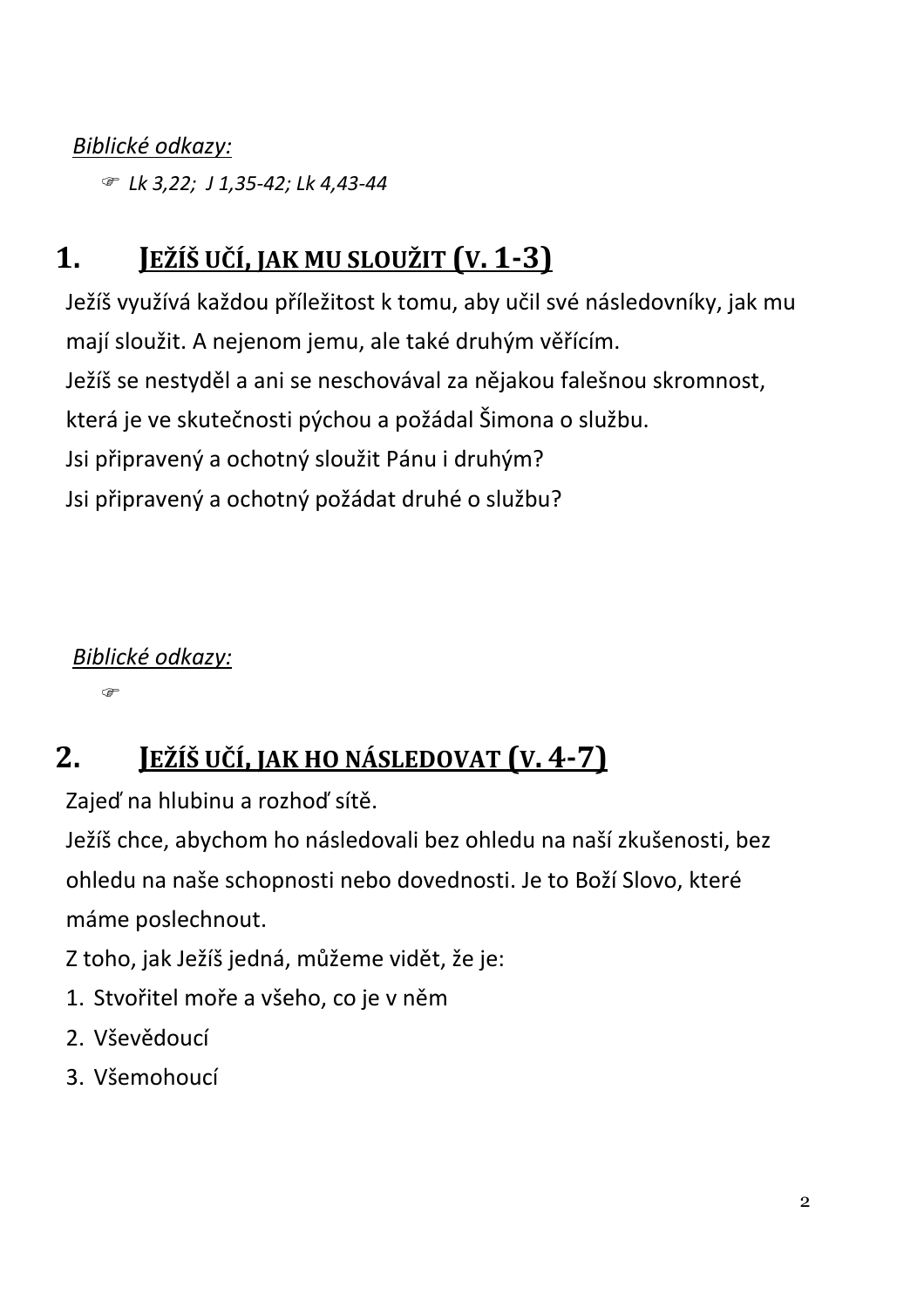*Biblické odkazy:*

- ☞ *Lk 3,22; J 1,35-42; Lk 4,43-44*

## 1. JEŽÍŠ UČÍ, JAK MU SLOUŽIT (V. 1-3)

Ježíš využívá každou příležitost k tomu, aby učil své následovníky, jak mu mají sloužit. A nejenom jemu, ale také druhým věřícím.

Ježíš se nestyděl a ani se neschovával za nějakou falešnou skromnost, která je ve skutečnosti pýchou a požádal Šimona o službu.

Jsi připravený a ochotný sloužit Pánu i druhým?

Jsi připravený a ochotný požádat druhé o službu?

*Biblické odkazy:*

- ☞

## 2. JEŽÍŠ UČÍ, JAK HO NÁSLEDOVAT (V. 4-7)

Zajeď na hlubinu a rozhoď sítě.

Ježíš chce, abychom ho následovali bez ohledu na naší zkušenosti, bez ohledu na naše schopnosti nebo dovednosti. Je to Boží Slovo, které máme poslechnout.

Z toho, jak Ježíš jedná, můžeme vidět, že je:

1. Stvořitel moře a všeho, co je v něm
2. Vševědoucí
3. Všemohoucí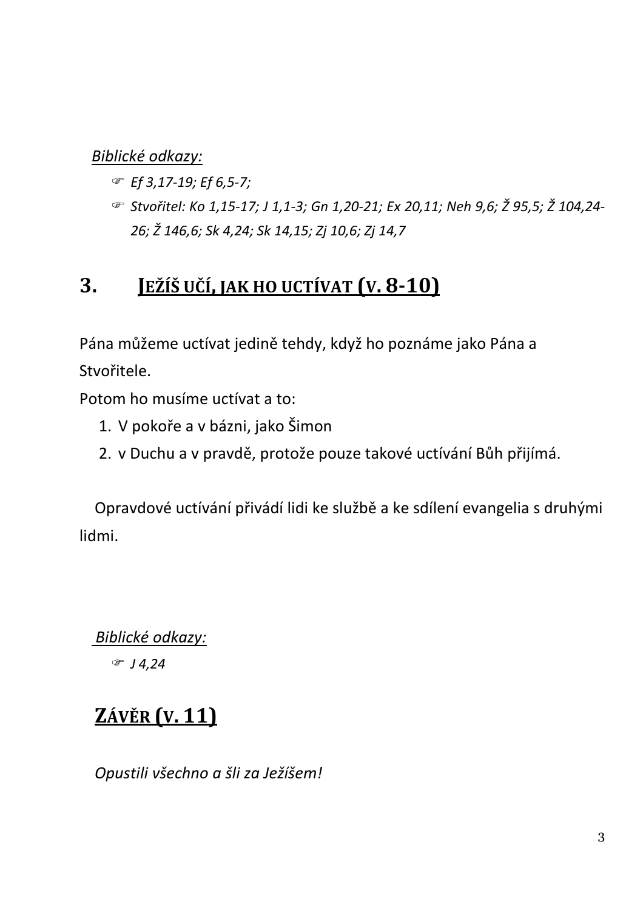*Biblické odkazy:*

- *Ef 3,17-19; Ef 6,5-7;*
- *Stvořitel: Ko 1,15-17; J 1,1-3; Gn 1,20-21; Ex 20,11; Neh 9,6; Ž 95,5; Ž 104,24-26; Ž 146,6; Sk 4,24; Sk 14,15; Zj 10,6; Zj 14,7*

## 3. JEŽÍŠ UČÍ, JAK HO UCTÍVAT (V. 8-10)

Pána můžeme uctívat jedině tehdy, když ho poznáme jako Pána a Stvořitele.

Potom ho musíme uctívat a to:

1. V pokoře a v bázni, jako Šimon
2. v Duchu a v pravdě, protože pouze takové uctívání Bůh přijímá.

Opravdové uctívání přivádí lidi ke službě a ke sdílení evangelia s druhými lidmi.

*Biblické odkazy:*

- *J 4,24*

## ZÁVĚR (V. 11)

*Opustili všechno a šli za Ježíšem!*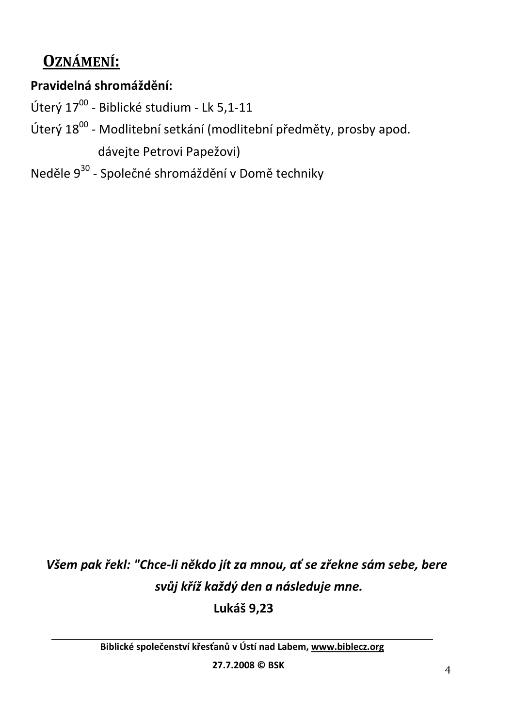## OZNÁMENÍ:

**Pravidelná shromáždění:**

Úterý $17^{00}$ - Biblické studium - Lk 5,1-11

Úterý $18^{00}$ - Modlitební setkání (modlitební předměty, prosby apod. dávejte Petrovi Papežovi)

Neděle $9^{30}$ - Společné shromáždění v Domě techniky

***Všem pak řekl: "Chce-li někdo jít za mnou, ať se zřekne sám sebe, bere svůj kříž každý den a následuje mne.***

**Lukáš 9,23**

---

**Biblické společenství křesťanů v Ústí nad Labem, www.biblecz.org**

**27.7.2008 © BSK**